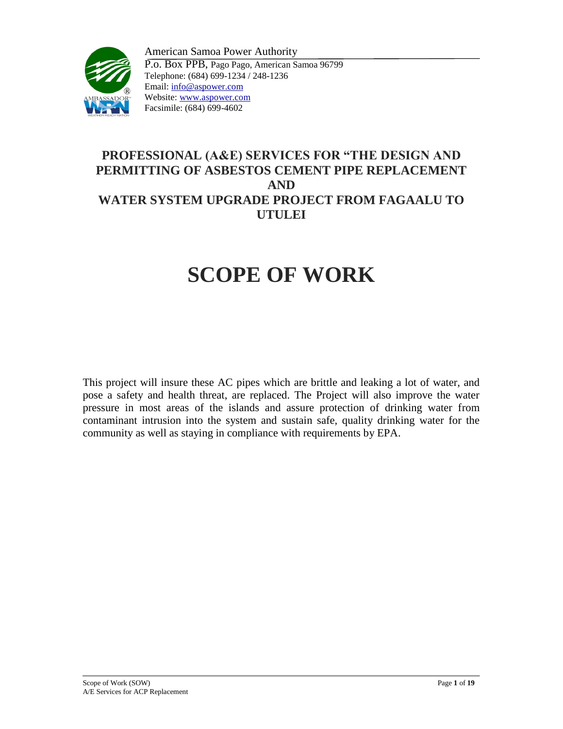American Samoa Power Authority
P.o. Box PPB, Pago Pago, American Samoa 96799
Telephone: (684) 699-1234 / 248-1236
Email: info@aspower.com
Website: www.aspower.com
Facsimile: (684) 699-4602

## PROFESSIONAL (A&E) SERVICES FOR "THE DESIGN AND PERMITTING OF ASBESTOS CEMENT PIPE REPLACEMENT AND WATER SYSTEM UPGRADE PROJECT FROM FAGAALU TO UTULEI

# SCOPE OF WORK

This project will insure these AC pipes which are brittle and leaking a lot of water, and pose a safety and health threat, are replaced. The Project will also improve the water pressure in most areas of the islands and assure protection of drinking water from contaminant intrusion into the system and sustain safe, quality drinking water for the community as well as staying in compliance with requirements by EPA.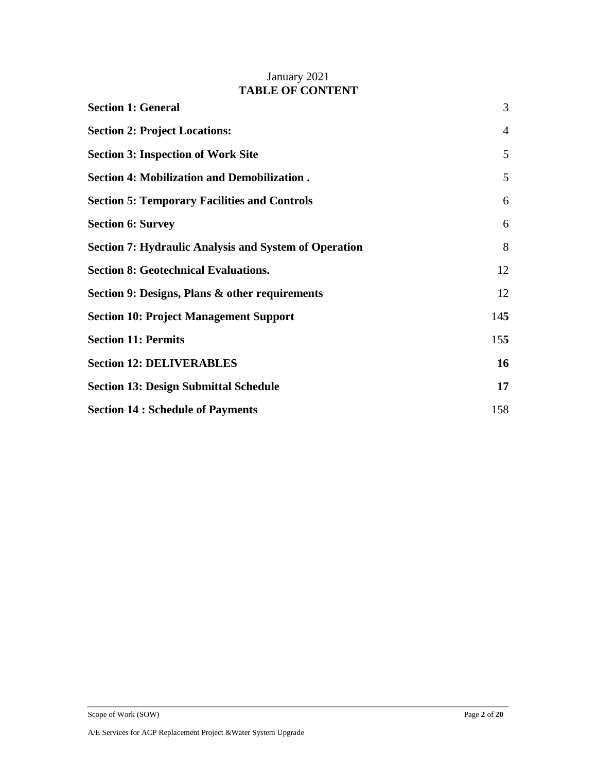January 2021

**TABLE OF CONTENT**

| | |
|---|---|
| **Section 1: General** | 3 |
| **Section 2: Project Locations:** | 4 |
| **Section 3: Inspection of Work Site** | 5 |
| **Section 4: Mobilization and Demobilization .** | 5 |
| **Section 5: Temporary Facilities and Controls** | 6 |
| **Section 6: Survey** | 6 |
| **Section 7: Hydraulic Analysis and System of Operation** | 8 |
| **Section 8: Geotechnical Evaluations.** | 12 |
| **Section 9: Designs, Plans & other requirements** | 12 |
| **Section 10: Project Management Support** | 14**5** |
| **Section 11: Permits** | 15**5** |
| **Section 12: DELIVERABLES** | **16** |
| **Section 13: Design Submittal Schedule** | **17** |
| **Section 14 : Schedule of Payments** | 158 |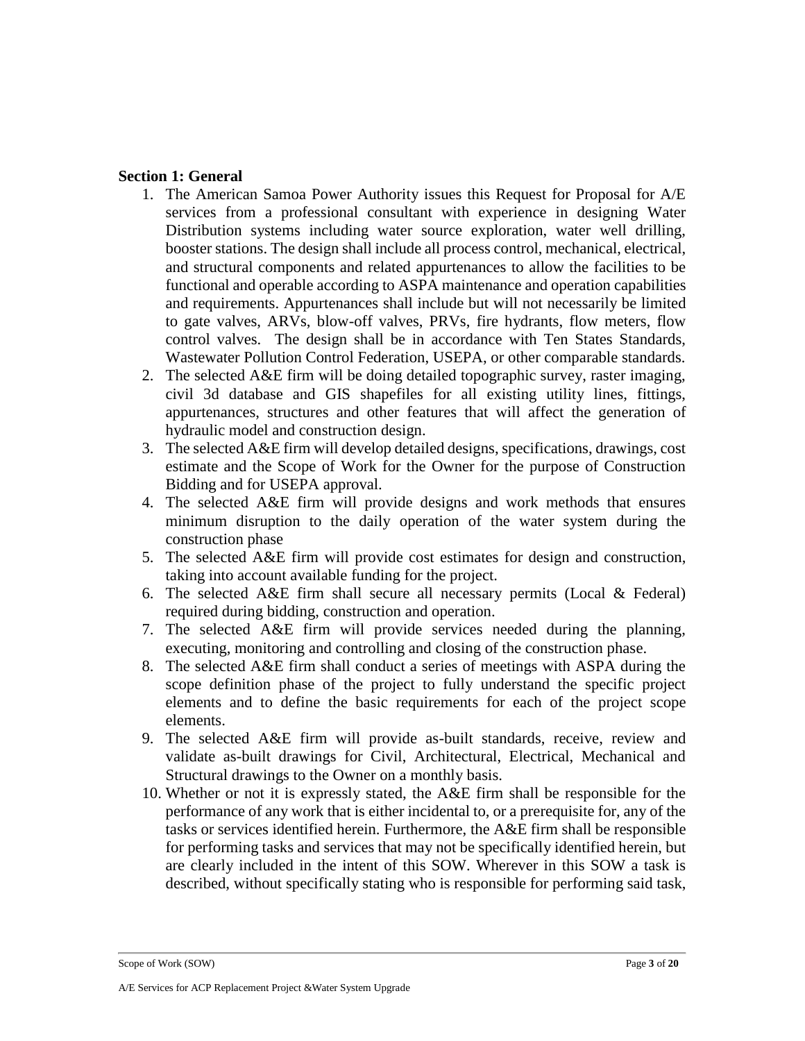**Section 1: General**

1. The American Samoa Power Authority issues this Request for Proposal for A/E services from a professional consultant with experience in designing Water Distribution systems including water source exploration, water well drilling, booster stations. The design shall include all process control, mechanical, electrical, and structural components and related appurtenances to allow the facilities to be functional and operable according to ASPA maintenance and operation capabilities and requirements. Appurtenances shall include but will not necessarily be limited to gate valves, ARVs, blow-off valves, PRVs, fire hydrants, flow meters, flow control valves. The design shall be in accordance with Ten States Standards, Wastewater Pollution Control Federation, USEPA, or other comparable standards.
2. The selected A&E firm will be doing detailed topographic survey, raster imaging, civil 3d database and GIS shapefiles for all existing utility lines, fittings, appurtenances, structures and other features that will affect the generation of hydraulic model and construction design.
3. The selected A&E firm will develop detailed designs, specifications, drawings, cost estimate and the Scope of Work for the Owner for the purpose of Construction Bidding and for USEPA approval.
4. The selected A&E firm will provide designs and work methods that ensures minimum disruption to the daily operation of the water system during the construction phase
5. The selected A&E firm will provide cost estimates for design and construction, taking into account available funding for the project.
6. The selected A&E firm shall secure all necessary permits (Local & Federal) required during bidding, construction and operation.
7. The selected A&E firm will provide services needed during the planning, executing, monitoring and controlling and closing of the construction phase.
8. The selected A&E firm shall conduct a series of meetings with ASPA during the scope definition phase of the project to fully understand the specific project elements and to define the basic requirements for each of the project scope elements.
9. The selected A&E firm will provide as-built standards, receive, review and validate as-built drawings for Civil, Architectural, Electrical, Mechanical and Structural drawings to the Owner on a monthly basis.
10. Whether or not it is expressly stated, the A&E firm shall be responsible for the performance of any work that is either incidental to, or a prerequisite for, any of the tasks or services identified herein. Furthermore, the A&E firm shall be responsible for performing tasks and services that may not be specifically identified herein, but are clearly included in the intent of this SOW. Wherever in this SOW a task is described, without specifically stating who is responsible for performing said task,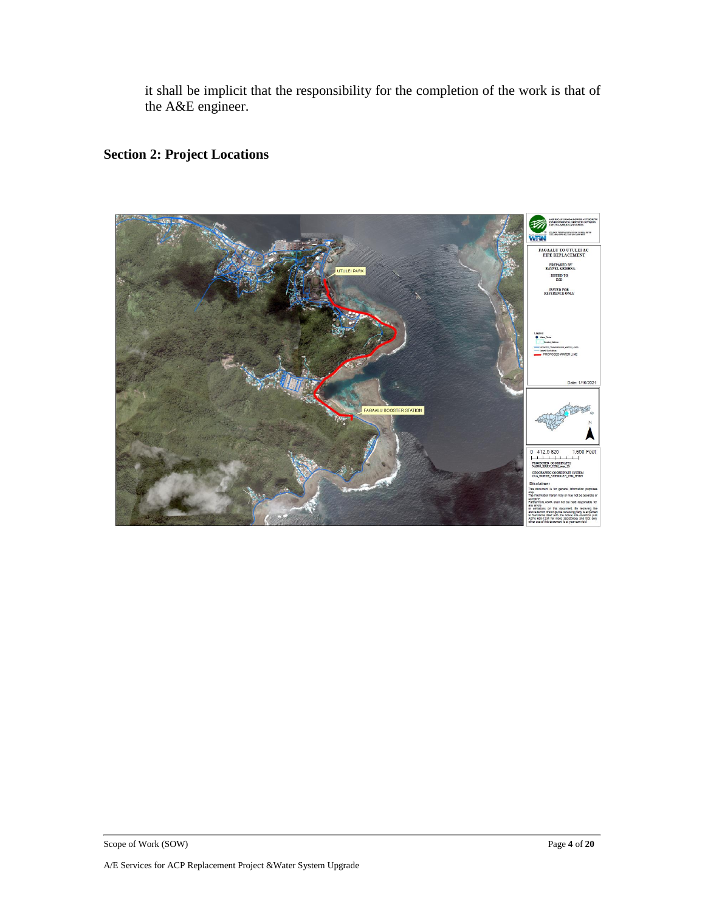it shall be implicit that the responsibility for the completion of the work is that of the A&E engineer.

## Section 2: Project Locations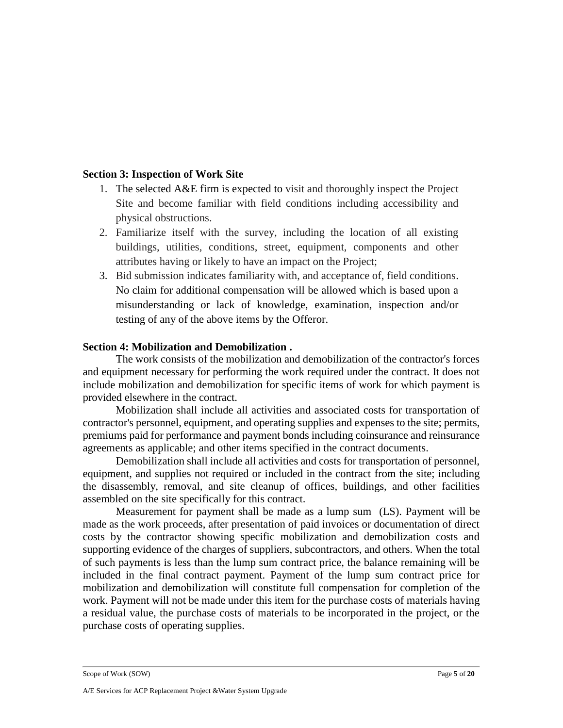**Section 3: Inspection of Work Site**

1. The selected A&E firm is expected to visit and thoroughly inspect the Project Site and become familiar with field conditions including accessibility and physical obstructions.
2. Familiarize itself with the survey, including the location of all existing buildings, utilities, conditions, street, equipment, components and other attributes having or likely to have an impact on the Project;
3. Bid submission indicates familiarity with, and acceptance of, field conditions. No claim for additional compensation will be allowed which is based upon a misunderstanding or lack of knowledge, examination, inspection and/or testing of any of the above items by the Offeror.

**Section 4: Mobilization and Demobilization .**

The work consists of the mobilization and demobilization of the contractor's forces and equipment necessary for performing the work required under the contract. It does not include mobilization and demobilization for specific items of work for which payment is provided elsewhere in the contract.

Mobilization shall include all activities and associated costs for transportation of contractor's personnel, equipment, and operating supplies and expenses to the site; permits, premiums paid for performance and payment bonds including coinsurance and reinsurance agreements as applicable; and other items specified in the contract documents.

Demobilization shall include all activities and costs for transportation of personnel, equipment, and supplies not required or included in the contract from the site; including the disassembly, removal, and site cleanup of offices, buildings, and other facilities assembled on the site specifically for this contract.

Measurement for payment shall be made as a lump sum (LS). Payment will be made as the work proceeds, after presentation of paid invoices or documentation of direct costs by the contractor showing specific mobilization and demobilization costs and supporting evidence of the charges of suppliers, subcontractors, and others. When the total of such payments is less than the lump sum contract price, the balance remaining will be included in the final contract payment. Payment of the lump sum contract price for mobilization and demobilization will constitute full compensation for completion of the work. Payment will not be made under this item for the purchase costs of materials having a residual value, the purchase costs of materials to be incorporated in the project, or the purchase costs of operating supplies.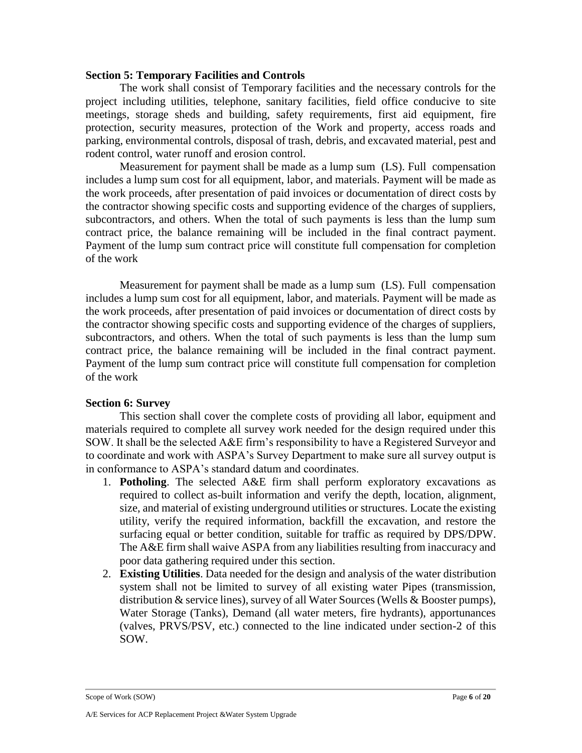**Section 5: Temporary Facilities and Controls**

The work shall consist of Temporary facilities and the necessary controls for the project including utilities, telephone, sanitary facilities, field office conducive to site meetings, storage sheds and building, safety requirements, first aid equipment, fire protection, security measures, protection of the Work and property, access roads and parking, environmental controls, disposal of trash, debris, and excavated material, pest and rodent control, water runoff and erosion control.

Measurement for payment shall be made as a lump sum (LS). Full compensation includes a lump sum cost for all equipment, labor, and materials. Payment will be made as the work proceeds, after presentation of paid invoices or documentation of direct costs by the contractor showing specific costs and supporting evidence of the charges of suppliers, subcontractors, and others. When the total of such payments is less than the lump sum contract price, the balance remaining will be included in the final contract payment. Payment of the lump sum contract price will constitute full compensation for completion of the work

Measurement for payment shall be made as a lump sum (LS). Full compensation includes a lump sum cost for all equipment, labor, and materials. Payment will be made as the work proceeds, after presentation of paid invoices or documentation of direct costs by the contractor showing specific costs and supporting evidence of the charges of suppliers, subcontractors, and others. When the total of such payments is less than the lump sum contract price, the balance remaining will be included in the final contract payment. Payment of the lump sum contract price will constitute full compensation for completion of the work

**Section 6: Survey**

This section shall cover the complete costs of providing all labor, equipment and materials required to complete all survey work needed for the design required under this SOW. It shall be the selected A&E firm's responsibility to have a Registered Surveyor and to coordinate and work with ASPA's Survey Department to make sure all survey output is in conformance to ASPA's standard datum and coordinates.

1. **Potholing**. The selected A&E firm shall perform exploratory excavations as required to collect as-built information and verify the depth, location, alignment, size, and material of existing underground utilities or structures. Locate the existing utility, verify the required information, backfill the excavation, and restore the surfacing equal or better condition, suitable for traffic as required by DPS/DPW. The A&E firm shall waive ASPA from any liabilities resulting from inaccuracy and poor data gathering required under this section.
2. **Existing Utilities**. Data needed for the design and analysis of the water distribution system shall not be limited to survey of all existing water Pipes (transmission, distribution & service lines), survey of all Water Sources (Wells & Booster pumps), Water Storage (Tanks), Demand (all water meters, fire hydrants), apportunances (valves, PRVS/PSV, etc.) connected to the line indicated under section-2 of this SOW.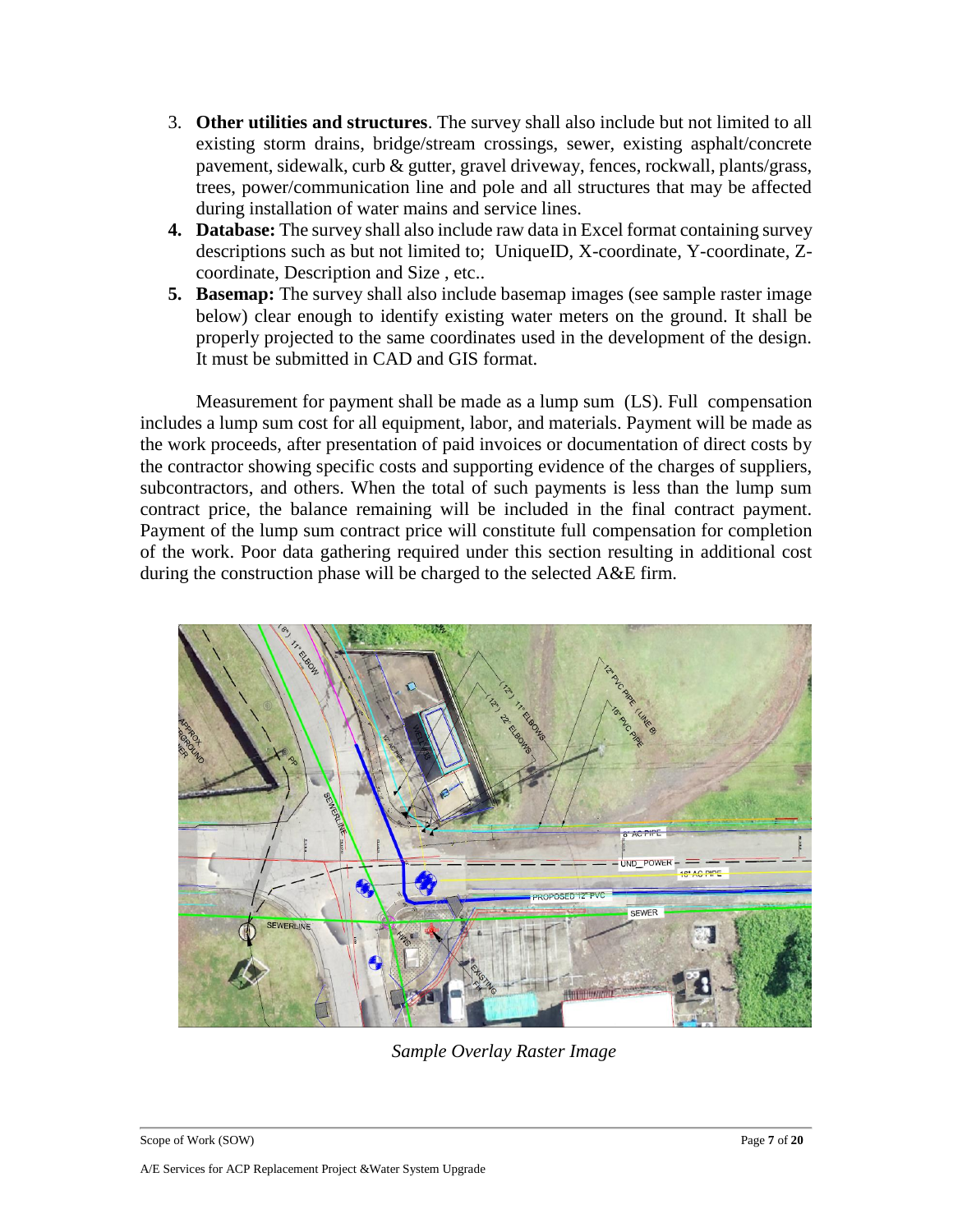3. **Other utilities and structures**. The survey shall also include but not limited to all existing storm drains, bridge/stream crossings, sewer, existing asphalt/concrete pavement, sidewalk, curb & gutter, gravel driveway, fences, rockwall, plants/grass, trees, power/communication line and pole and all structures that may be affected during installation of water mains and service lines.
4. **Database:** The survey shall also include raw data in Excel format containing survey descriptions such as but not limited to; UniqueID, X-coordinate, Y-coordinate, Z-coordinate, Description and Size , etc..
5. **Basemap:** The survey shall also include basemap images (see sample raster image below) clear enough to identify existing water meters on the ground. It shall be properly projected to the same coordinates used in the development of the design. It must be submitted in CAD and GIS format.

Measurement for payment shall be made as a lump sum (LS). Full compensation includes a lump sum cost for all equipment, labor, and materials. Payment will be made as the work proceeds, after presentation of paid invoices or documentation of direct costs by the contractor showing specific costs and supporting evidence of the charges of suppliers, subcontractors, and others. When the total of such payments is less than the lump sum contract price, the balance remaining will be included in the final contract payment. Payment of the lump sum contract price will constitute full compensation for completion of the work. Poor data gathering required under this section resulting in additional cost during the construction phase will be charged to the selected A&E firm.

*Sample Overlay Raster Image*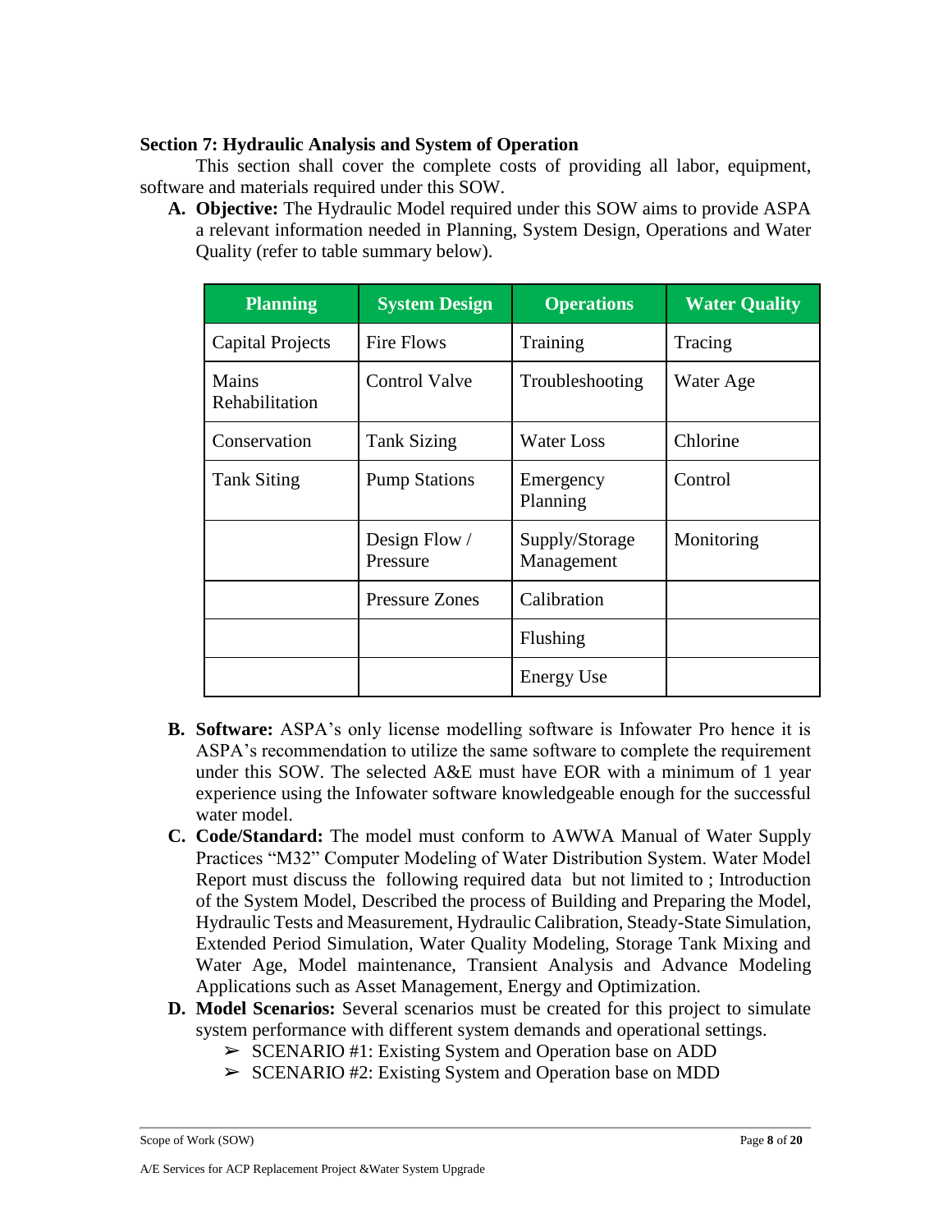### Section 7: Hydraulic Analysis and System of Operation

This section shall cover the complete costs of providing all labor, equipment, software and materials required under this SOW.

**A. Objective:** The Hydraulic Model required under this SOW aims to provide ASPA a relevant information needed in Planning, System Design, Operations and Water Quality (refer to table summary below).

| Planning | System Design | Operations | Water Quality |
|---|---|---|---|
| Capital Projects | Fire Flows | Training | Tracing |
| Mains Rehabilitation | Control Valve | Troubleshooting | Water Age |
| Conservation | Tank Sizing | Water Loss | Chlorine |
| Tank Siting | Pump Stations | Emergency Planning | Control |
| | Design Flow / Pressure | Supply/Storage Management | Monitoring |
| | Pressure Zones | Calibration | |
| | | Flushing | |
| | | Energy Use | |

**B. Software:** ASPA's only license modelling software is Infowater Pro hence it is ASPA's recommendation to utilize the same software to complete the requirement under this SOW. The selected A&E must have EOR with a minimum of 1 year experience using the Infowater software knowledgeable enough for the successful water model.

**C. Code/Standard:** The model must conform to AWWA Manual of Water Supply Practices "M32" Computer Modeling of Water Distribution System. Water Model Report must discuss the following required data but not limited to ; Introduction of the System Model, Described the process of Building and Preparing the Model, Hydraulic Tests and Measurement, Hydraulic Calibration, Steady-State Simulation, Extended Period Simulation, Water Quality Modeling, Storage Tank Mixing and Water Age, Model maintenance, Transient Analysis and Advance Modeling Applications such as Asset Management, Energy and Optimization.

**D. Model Scenarios:** Several scenarios must be created for this project to simulate system performance with different system demands and operational settings.

- ➢ SCENARIO #1: Existing System and Operation base on ADD
- ➢ SCENARIO #2: Existing System and Operation base on MDD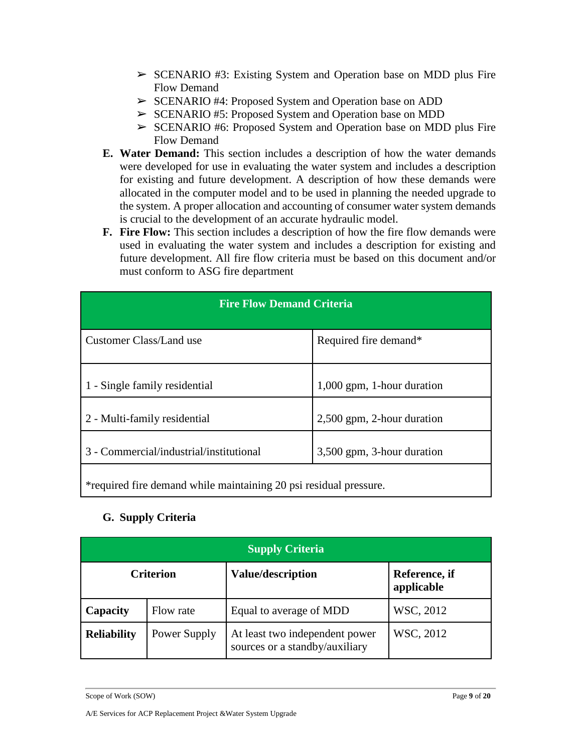- ➢ SCENARIO #3: Existing System and Operation base on MDD plus Fire Flow Demand
- ➢ SCENARIO #4: Proposed System and Operation base on ADD
- ➢ SCENARIO #5: Proposed System and Operation base on MDD
- ➢ SCENARIO #6: Proposed System and Operation base on MDD plus Fire Flow Demand

**E. Water Demand:** This section includes a description of how the water demands were developed for use in evaluating the water system and includes a description for existing and future development. A description of how these demands were allocated in the computer model and to be used in planning the needed upgrade to the system. A proper allocation and accounting of consumer water system demands is crucial to the development of an accurate hydraulic model.

**F. Fire Flow:** This section includes a description of how the fire flow demands were used in evaluating the water system and includes a description for existing and future development. All fire flow criteria must be based on this document and/or must conform to ASG fire department

| Fire Flow Demand Criteria | |
|---|---|
| Customer Class/Land use | Required fire demand* |
| 1 - Single family residential | 1,000 gpm, 1-hour duration |
| 2 - Multi-family residential | 2,500 gpm, 2-hour duration |
| 3 - Commercial/industrial/institutional | 3,500 gpm, 3-hour duration |
| *required fire demand while maintaining 20 psi residual pressure. | |

## G. Supply Criteria

| Supply Criteria | | | |
|---|---|---|---|
| **Criterion** | | **Value/description** | **Reference, if applicable** |
| **Capacity** | Flow rate | Equal to average of MDD | WSC, 2012 |
| **Reliability** | Power Supply | At least two independent power sources or a standby/auxiliary | WSC, 2012 |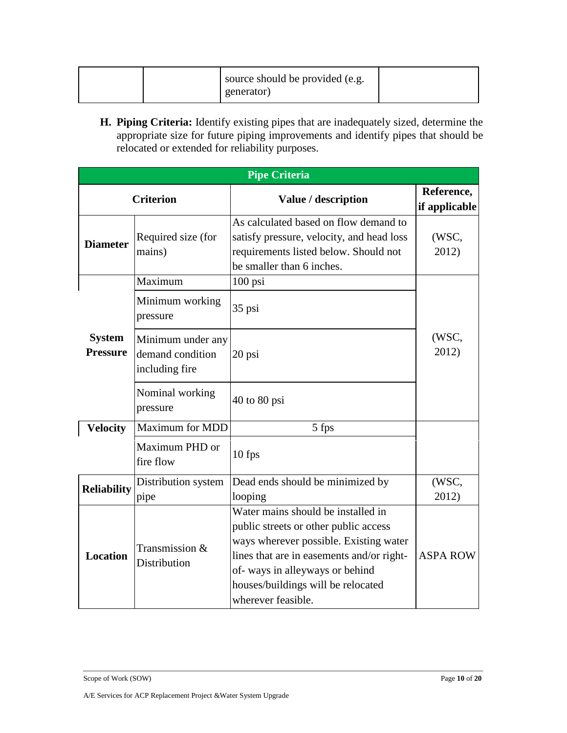| | | source should be provided (e.g. generator) | |
|---|---|---|---|

**H. Piping Criteria:** Identify existing pipes that are inadequately sized, determine the appropriate size for future piping improvements and identify pipes that should be relocated or extended for reliability purposes.

| **Pipe Criteria** | | | |
|---|---|---|---|
| **Criterion** | | **Value / description** | **Reference, if applicable** |
| **Diameter** | Required size (for mains) | As calculated based on flow demand to satisfy pressure, velocity, and head loss requirements listed below. Should not be smaller than 6 inches. | (WSC, 2012) |
| **System Pressure** | Maximum | 100 psi | (WSC, 2012) |
| | Minimum working pressure | 35 psi | |
| | Minimum under any demand condition including fire | 20 psi | |
| | Nominal working pressure | 40 to 80 psi | |
| **Velocity** | Maximum for MDD | 5 fps | |
| | Maximum PHD or fire flow | 10 fps | |
| **Reliability** | Distribution system pipe | Dead ends should be minimized by looping | (WSC, 2012) |
| **Location** | Transmission & Distribution | Water mains should be installed in public streets or other public access ways wherever possible. Existing water lines that are in easements and/or right-of- ways in alleyways or behind houses/buildings will be relocated wherever feasible. | ASPA ROW |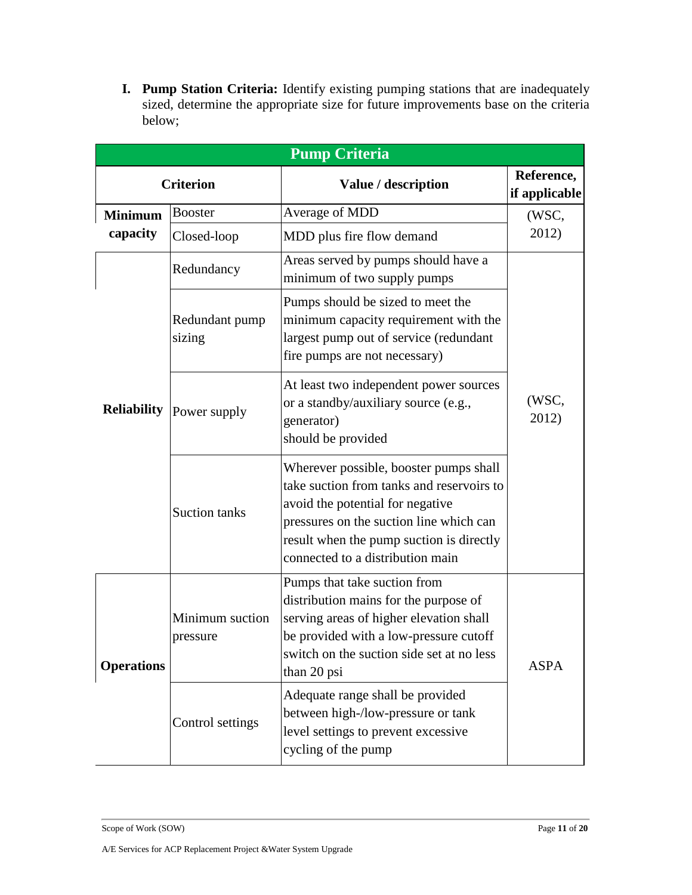**I. Pump Station Criteria:** Identify existing pumping stations that are inadequately sized, determine the appropriate size for future improvements base on the criteria below;

| Pump Criteria | | | |
|---|---|---|---|
| **Criterion** | | **Value / description** | **Reference, if applicable** |
| **Minimum capacity** | Booster | Average of MDD | (WSC, 2012) |
| | Closed-loop | MDD plus fire flow demand | |
| **Reliability** | Redundancy | Areas served by pumps should have a minimum of two supply pumps | (WSC, 2012) |
| | Redundant pump sizing | Pumps should be sized to meet the minimum capacity requirement with the largest pump out of service (redundant fire pumps are not necessary) | |
| | Power supply | At least two independent power sources or a standby/auxiliary source (e.g., generator) should be provided | |
| | Suction tanks | Wherever possible, booster pumps shall take suction from tanks and reservoirs to avoid the potential for negative pressures on the suction line which can result when the pump suction is directly connected to a distribution main | |
| **Operations** | Minimum suction pressure | Pumps that take suction from distribution mains for the purpose of serving areas of higher elevation shall be provided with a low-pressure cutoff switch on the suction side set at no less than 20 psi | ASPA |
| | Control settings | Adequate range shall be provided between high-/low-pressure or tank level settings to prevent excessive cycling of the pump | |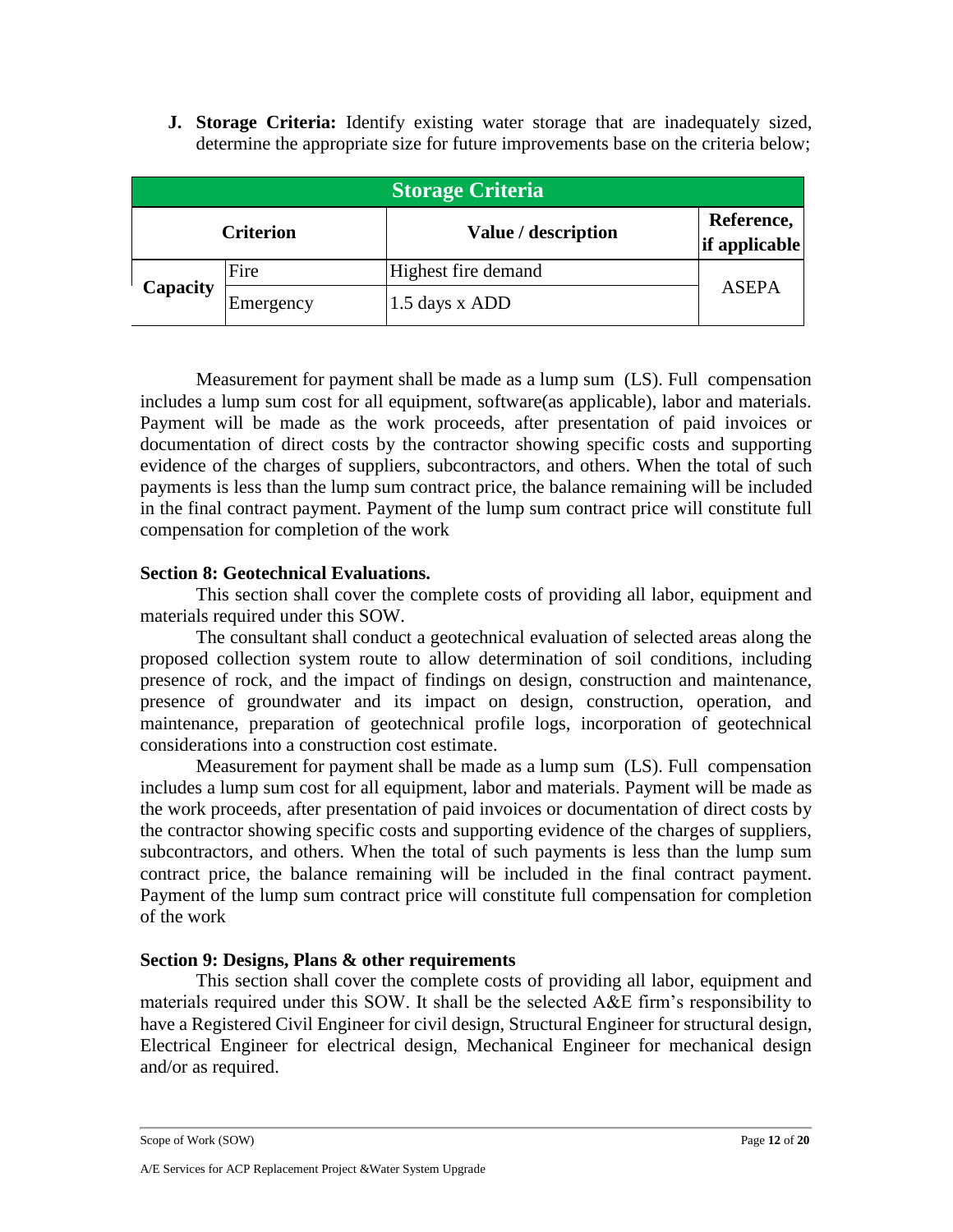**J. Storage Criteria:** Identify existing water storage that are inadequately sized, determine the appropriate size for future improvements base on the criteria below;

| Storage Criteria | | | |
|---|---|---|---|
| **Criterion** | | **Value / description** | **Reference, if applicable** |
| **Capacity** | Fire | Highest fire demand | ASEPA |
| | Emergency | 1.5 days x ADD | |

Measurement for payment shall be made as a lump sum (LS). Full compensation includes a lump sum cost for all equipment, software(as applicable), labor and materials. Payment will be made as the work proceeds, after presentation of paid invoices or documentation of direct costs by the contractor showing specific costs and supporting evidence of the charges of suppliers, subcontractors, and others. When the total of such payments is less than the lump sum contract price, the balance remaining will be included in the final contract payment. Payment of the lump sum contract price will constitute full compensation for completion of the work

**Section 8: Geotechnical Evaluations.**

This section shall cover the complete costs of providing all labor, equipment and materials required under this SOW.

The consultant shall conduct a geotechnical evaluation of selected areas along the proposed collection system route to allow determination of soil conditions, including presence of rock, and the impact of findings on design, construction and maintenance, presence of groundwater and its impact on design, construction, operation, and maintenance, preparation of geotechnical profile logs, incorporation of geotechnical considerations into a construction cost estimate.

Measurement for payment shall be made as a lump sum (LS). Full compensation includes a lump sum cost for all equipment, labor and materials. Payment will be made as the work proceeds, after presentation of paid invoices or documentation of direct costs by the contractor showing specific costs and supporting evidence of the charges of suppliers, subcontractors, and others. When the total of such payments is less than the lump sum contract price, the balance remaining will be included in the final contract payment. Payment of the lump sum contract price will constitute full compensation for completion of the work

**Section 9: Designs, Plans & other requirements**

This section shall cover the complete costs of providing all labor, equipment and materials required under this SOW. It shall be the selected A&E firm's responsibility to have a Registered Civil Engineer for civil design, Structural Engineer for structural design, Electrical Engineer for electrical design, Mechanical Engineer for mechanical design and/or as required.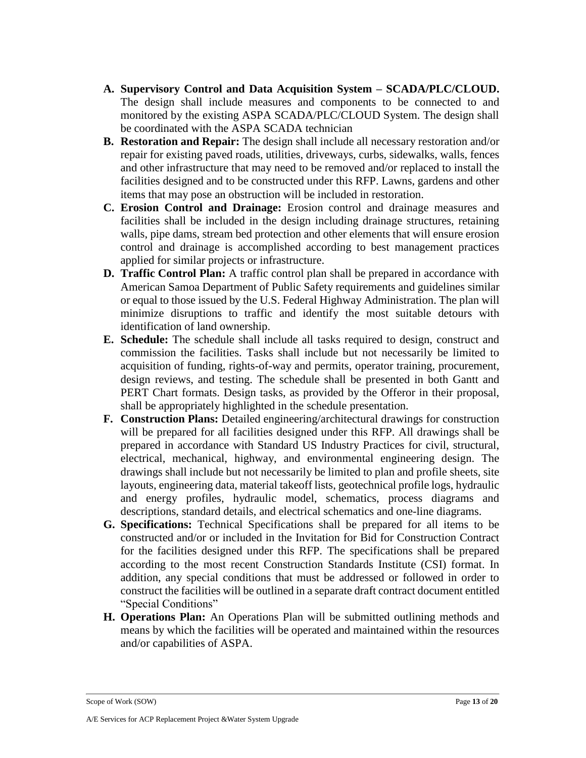A. **Supervisory Control and Data Acquisition System – SCADA/PLC/CLOUD.** The design shall include measures and components to be connected to and monitored by the existing ASPA SCADA/PLC/CLOUD System. The design shall be coordinated with the ASPA SCADA technician
B. **Restoration and Repair:** The design shall include all necessary restoration and/or repair for existing paved roads, utilities, driveways, curbs, sidewalks, walls, fences and other infrastructure that may need to be removed and/or replaced to install the facilities designed and to be constructed under this RFP. Lawns, gardens and other items that may pose an obstruction will be included in restoration.
C. **Erosion Control and Drainage:** Erosion control and drainage measures and facilities shall be included in the design including drainage structures, retaining walls, pipe dams, stream bed protection and other elements that will ensure erosion control and drainage is accomplished according to best management practices applied for similar projects or infrastructure.
D. **Traffic Control Plan:** A traffic control plan shall be prepared in accordance with American Samoa Department of Public Safety requirements and guidelines similar or equal to those issued by the U.S. Federal Highway Administration. The plan will minimize disruptions to traffic and identify the most suitable detours with identification of land ownership.
E. **Schedule:** The schedule shall include all tasks required to design, construct and commission the facilities. Tasks shall include but not necessarily be limited to acquisition of funding, rights-of-way and permits, operator training, procurement, design reviews, and testing. The schedule shall be presented in both Gantt and PERT Chart formats. Design tasks, as provided by the Offeror in their proposal, shall be appropriately highlighted in the schedule presentation.
F. **Construction Plans:** Detailed engineering/architectural drawings for construction will be prepared for all facilities designed under this RFP. All drawings shall be prepared in accordance with Standard US Industry Practices for civil, structural, electrical, mechanical, highway, and environmental engineering design. The drawings shall include but not necessarily be limited to plan and profile sheets, site layouts, engineering data, material takeoff lists, geotechnical profile logs, hydraulic and energy profiles, hydraulic model, schematics, process diagrams and descriptions, standard details, and electrical schematics and one-line diagrams.
G. **Specifications:** Technical Specifications shall be prepared for all items to be constructed and/or or included in the Invitation for Bid for Construction Contract for the facilities designed under this RFP. The specifications shall be prepared according to the most recent Construction Standards Institute (CSI) format. In addition, any special conditions that must be addressed or followed in order to construct the facilities will be outlined in a separate draft contract document entitled "Special Conditions"
H. **Operations Plan:** An Operations Plan will be submitted outlining methods and means by which the facilities will be operated and maintained within the resources and/or capabilities of ASPA.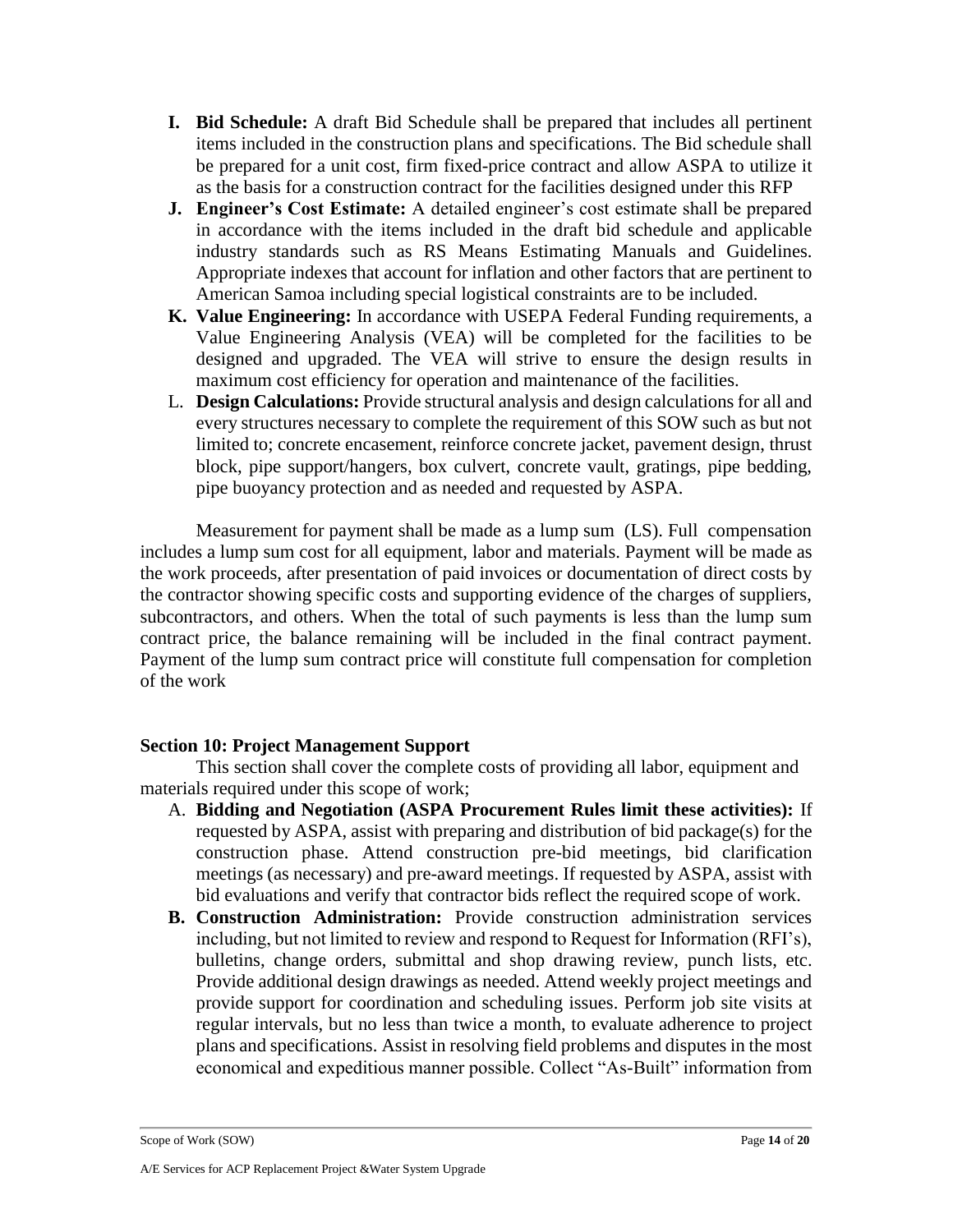- **I. Bid Schedule:** A draft Bid Schedule shall be prepared that includes all pertinent items included in the construction plans and specifications. The Bid schedule shall be prepared for a unit cost, firm fixed-price contract and allow ASPA to utilize it as the basis for a construction contract for the facilities designed under this RFP
- **J. Engineer's Cost Estimate:** A detailed engineer's cost estimate shall be prepared in accordance with the items included in the draft bid schedule and applicable industry standards such as RS Means Estimating Manuals and Guidelines. Appropriate indexes that account for inflation and other factors that are pertinent to American Samoa including special logistical constraints are to be included.
- **K. Value Engineering:** In accordance with USEPA Federal Funding requirements, a Value Engineering Analysis (VEA) will be completed for the facilities to be designed and upgraded. The VEA will strive to ensure the design results in maximum cost efficiency for operation and maintenance of the facilities.
- L. **Design Calculations:** Provide structural analysis and design calculations for all and every structures necessary to complete the requirement of this SOW such as but not limited to; concrete encasement, reinforce concrete jacket, pavement design, thrust block, pipe support/hangers, box culvert, concrete vault, gratings, pipe bedding, pipe buoyancy protection and as needed and requested by ASPA.

Measurement for payment shall be made as a lump sum (LS). Full compensation includes a lump sum cost for all equipment, labor and materials. Payment will be made as the work proceeds, after presentation of paid invoices or documentation of direct costs by the contractor showing specific costs and supporting evidence of the charges of suppliers, subcontractors, and others. When the total of such payments is less than the lump sum contract price, the balance remaining will be included in the final contract payment. Payment of the lump sum contract price will constitute full compensation for completion of the work

### Section 10: Project Management Support

This section shall cover the complete costs of providing all labor, equipment and materials required under this scope of work;

- A. **Bidding and Negotiation (ASPA Procurement Rules limit these activities):** If requested by ASPA, assist with preparing and distribution of bid package(s) for the construction phase. Attend construction pre-bid meetings, bid clarification meetings (as necessary) and pre-award meetings. If requested by ASPA, assist with bid evaluations and verify that contractor bids reflect the required scope of work.
- **B. Construction Administration:** Provide construction administration services including, but not limited to review and respond to Request for Information (RFI's), bulletins, change orders, submittal and shop drawing review, punch lists, etc. Provide additional design drawings as needed. Attend weekly project meetings and provide support for coordination and scheduling issues. Perform job site visits at regular intervals, but no less than twice a month, to evaluate adherence to project plans and specifications. Assist in resolving field problems and disputes in the most economical and expeditious manner possible. Collect "As-Built" information from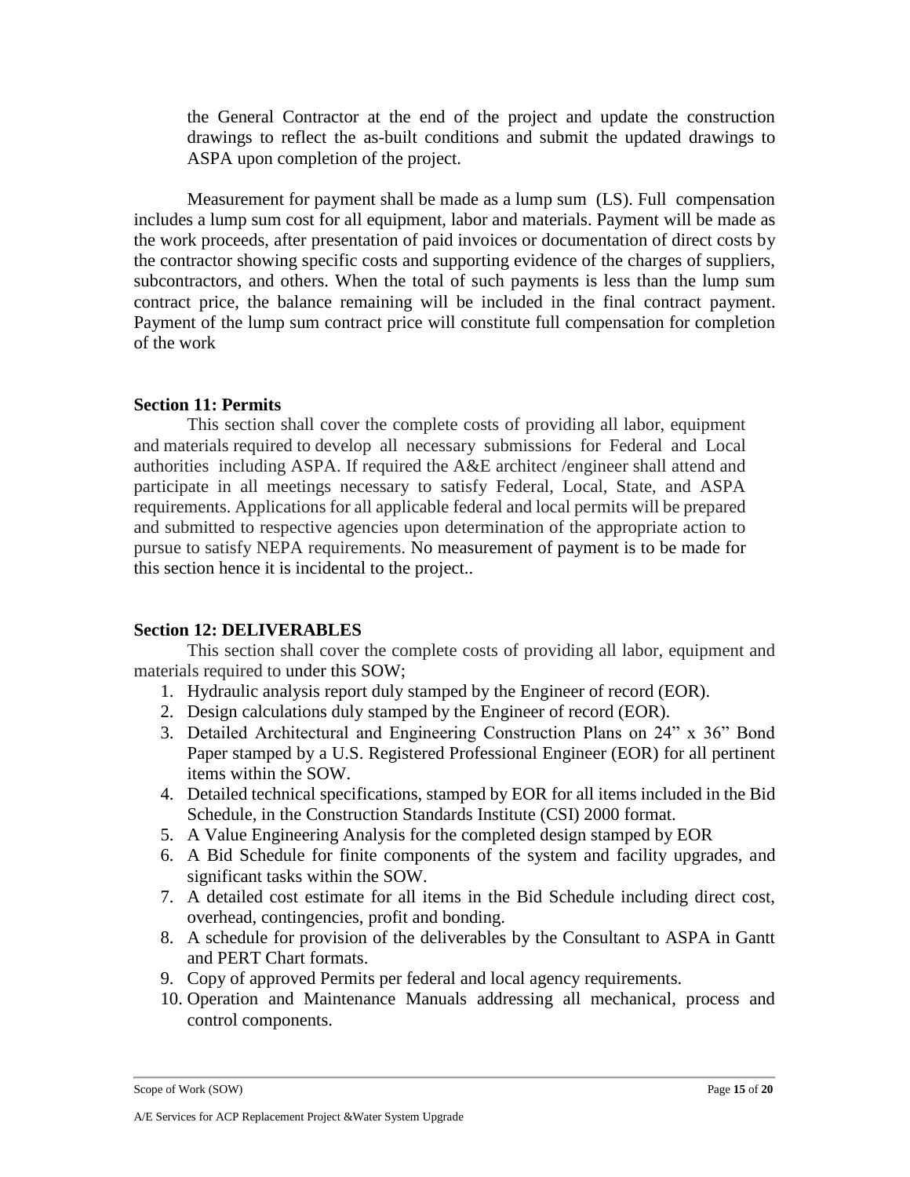the General Contractor at the end of the project and update the construction drawings to reflect the as-built conditions and submit the updated drawings to ASPA upon completion of the project.

Measurement for payment shall be made as a lump sum (LS). Full compensation includes a lump sum cost for all equipment, labor and materials. Payment will be made as the work proceeds, after presentation of paid invoices or documentation of direct costs by the contractor showing specific costs and supporting evidence of the charges of suppliers, subcontractors, and others. When the total of such payments is less than the lump sum contract price, the balance remaining will be included in the final contract payment. Payment of the lump sum contract price will constitute full compensation for completion of the work

**Section 11: Permits**

This section shall cover the complete costs of providing all labor, equipment and materials required to develop all necessary submissions for Federal and Local authorities including ASPA. If required the A&E architect /engineer shall attend and participate in all meetings necessary to satisfy Federal, Local, State, and ASPA requirements. Applications for all applicable federal and local permits will be prepared and submitted to respective agencies upon determination of the appropriate action to pursue to satisfy NEPA requirements. No measurement of payment is to be made for this section hence it is incidental to the project..

**Section 12: DELIVERABLES**

This section shall cover the complete costs of providing all labor, equipment and materials required to under this SOW;

1. Hydraulic analysis report duly stamped by the Engineer of record (EOR).
2. Design calculations duly stamped by the Engineer of record (EOR).
3. Detailed Architectural and Engineering Construction Plans on 24" x 36" Bond Paper stamped by a U.S. Registered Professional Engineer (EOR) for all pertinent items within the SOW.
4. Detailed technical specifications, stamped by EOR for all items included in the Bid Schedule, in the Construction Standards Institute (CSI) 2000 format.
5. A Value Engineering Analysis for the completed design stamped by EOR
6. A Bid Schedule for finite components of the system and facility upgrades, and significant tasks within the SOW.
7. A detailed cost estimate for all items in the Bid Schedule including direct cost, overhead, contingencies, profit and bonding.
8. A schedule for provision of the deliverables by the Consultant to ASPA in Gantt and PERT Chart formats.
9. Copy of approved Permits per federal and local agency requirements.
10. Operation and Maintenance Manuals addressing all mechanical, process and control components.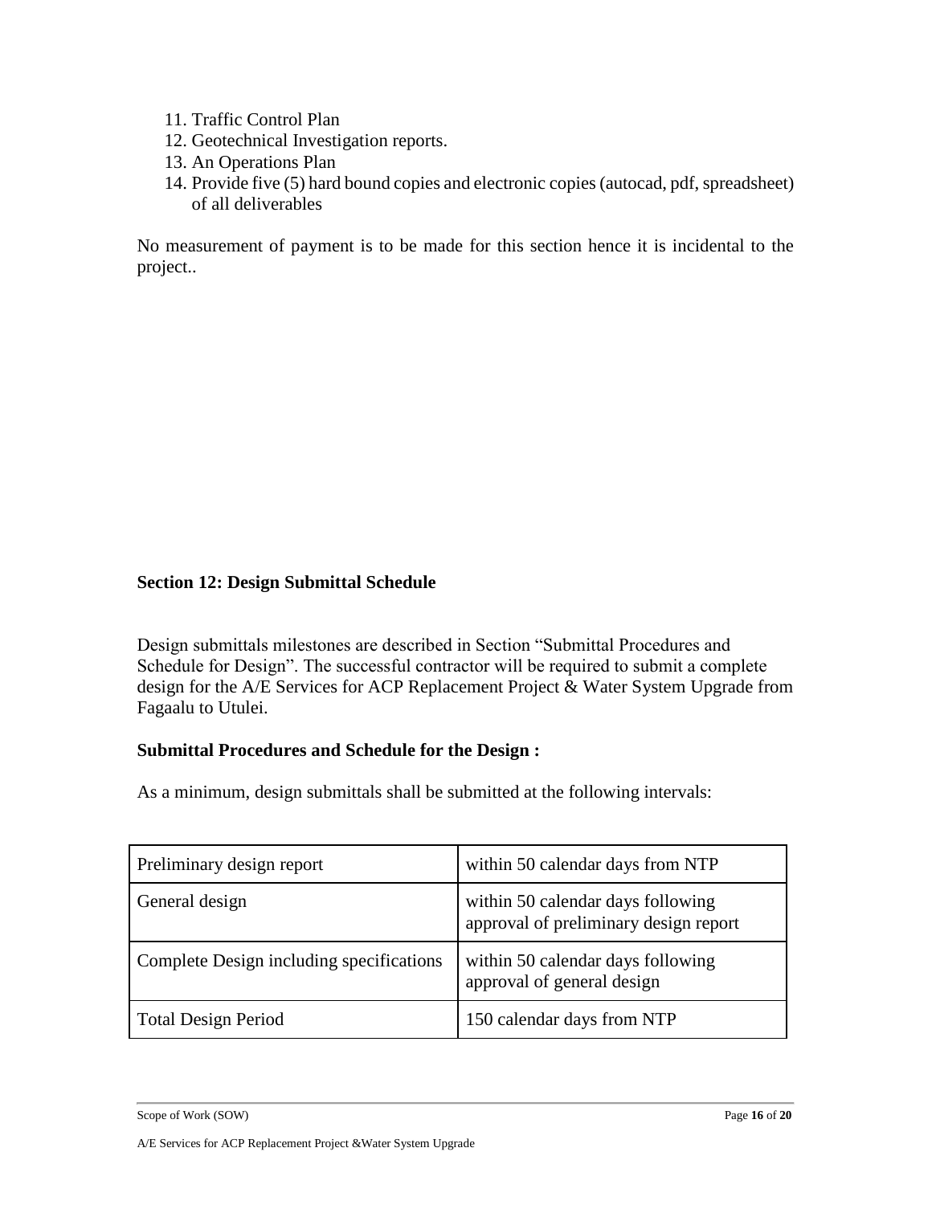11. Traffic Control Plan
12. Geotechnical Investigation reports.
13. An Operations Plan
14. Provide five (5) hard bound copies and electronic copies (autocad, pdf, spreadsheet) of all deliverables

No measurement of payment is to be made for this section hence it is incidental to the project..

**Section 12: Design Submittal Schedule**

Design submittals milestones are described in Section "Submittal Procedures and Schedule for Design". The successful contractor will be required to submit a complete design for the A/E Services for ACP Replacement Project & Water System Upgrade from Fagaalu to Utulei.

**Submittal Procedures and Schedule for the Design :**

As a minimum, design submittals shall be submitted at the following intervals:

| | |
|---|---|
| Preliminary design report | within 50 calendar days from NTP |
| General design | within 50 calendar days following approval of preliminary design report |
| Complete Design including specifications | within 50 calendar days following approval of general design |
| Total Design Period | 150 calendar days from NTP |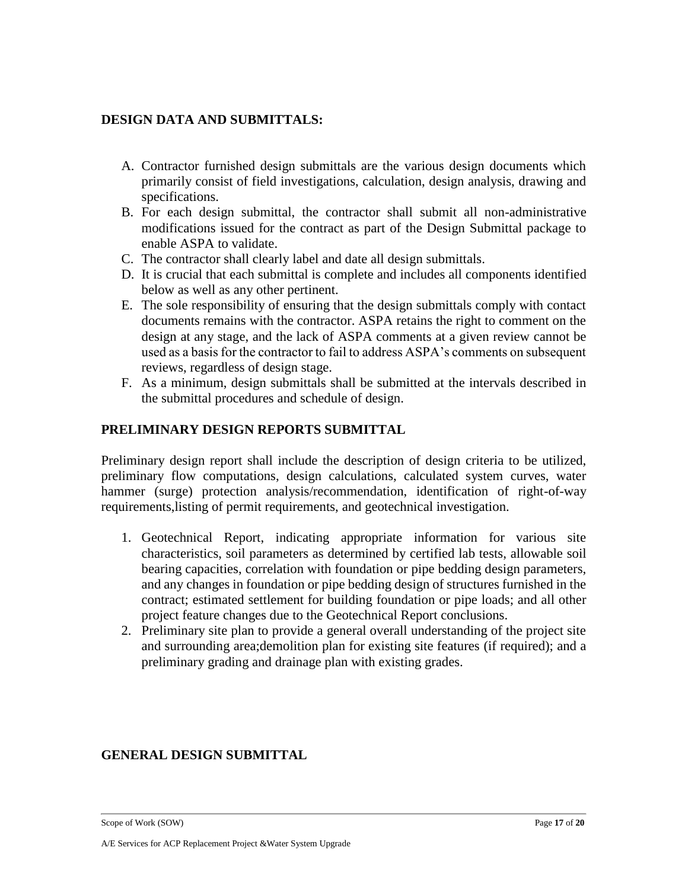## DESIGN DATA AND SUBMITTALS:

A. Contractor furnished design submittals are the various design documents which primarily consist of field investigations, calculation, design analysis, drawing and specifications.
B. For each design submittal, the contractor shall submit all non-administrative modifications issued for the contract as part of the Design Submittal package to enable ASPA to validate.
C. The contractor shall clearly label and date all design submittals.
D. It is crucial that each submittal is complete and includes all components identified below as well as any other pertinent.
E. The sole responsibility of ensuring that the design submittals comply with contact documents remains with the contractor. ASPA retains the right to comment on the design at any stage, and the lack of ASPA comments at a given review cannot be used as a basis for the contractor to fail to address ASPA's comments on subsequent reviews, regardless of design stage.
F. As a minimum, design submittals shall be submitted at the intervals described in the submittal procedures and schedule of design.

## PRELIMINARY DESIGN REPORTS SUBMITTAL

Preliminary design report shall include the description of design criteria to be utilized, preliminary flow computations, design calculations, calculated system curves, water hammer (surge) protection analysis/recommendation, identification of right-of-way requirements,listing of permit requirements, and geotechnical investigation.

1. Geotechnical Report, indicating appropriate information for various site characteristics, soil parameters as determined by certified lab tests, allowable soil bearing capacities, correlation with foundation or pipe bedding design parameters, and any changes in foundation or pipe bedding design of structures furnished in the contract; estimated settlement for building foundation or pipe loads; and all other project feature changes due to the Geotechnical Report conclusions.
2. Preliminary site plan to provide a general overall understanding of the project site and surrounding area;demolition plan for existing site features (if required); and a preliminary grading and drainage plan with existing grades.

## GENERAL DESIGN SUBMITTAL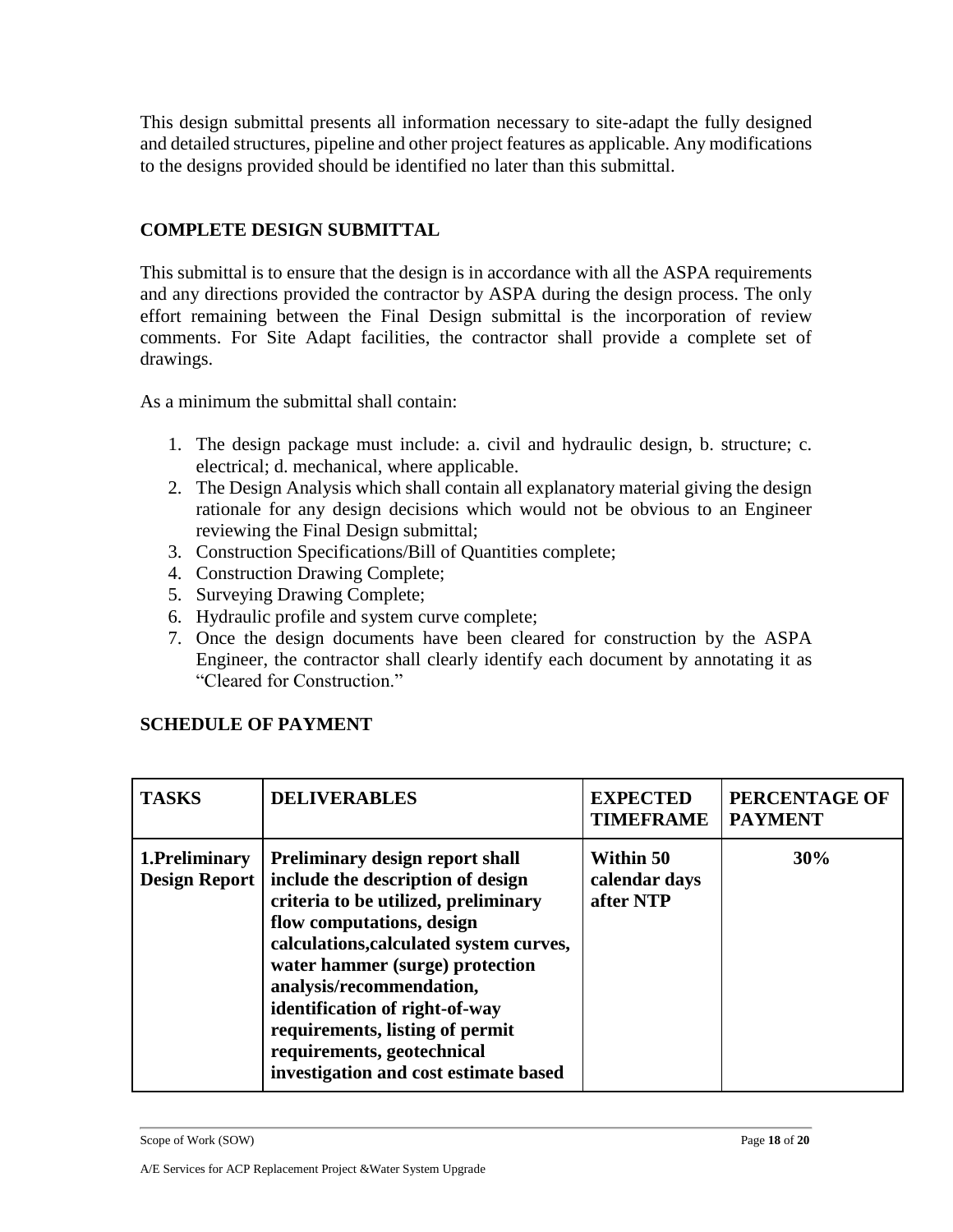This design submittal presents all information necessary to site-adapt the fully designed and detailed structures, pipeline and other project features as applicable. Any modifications to the designs provided should be identified no later than this submittal.

## COMPLETE DESIGN SUBMITTAL

This submittal is to ensure that the design is in accordance with all the ASPA requirements and any directions provided the contractor by ASPA during the design process. The only effort remaining between the Final Design submittal is the incorporation of review comments. For Site Adapt facilities, the contractor shall provide a complete set of drawings.

As a minimum the submittal shall contain:

1. The design package must include: a. civil and hydraulic design, b. structure; c. electrical; d. mechanical, where applicable.
2. The Design Analysis which shall contain all explanatory material giving the design rationale for any design decisions which would not be obvious to an Engineer reviewing the Final Design submittal;
3. Construction Specifications/Bill of Quantities complete;
4. Construction Drawing Complete;
5. Surveying Drawing Complete;
6. Hydraulic profile and system curve complete;
7. Once the design documents have been cleared for construction by the ASPA Engineer, the contractor shall clearly identify each document by annotating it as "Cleared for Construction."

## SCHEDULE OF PAYMENT

| TASKS | DELIVERABLES | EXPECTED TIMEFRAME | PERCENTAGE OF PAYMENT |
|---|---|---|---|
| **1.Preliminary Design Report** | **Preliminary design report shall include the description of design criteria to be utilized, preliminary flow computations, design calculations,calculated system curves, water hammer (surge) protection analysis/recommendation, identification of right-of-way requirements, listing of permit requirements, geotechnical investigation and cost estimate based** | **Within 50 calendar days after NTP** | **30%** |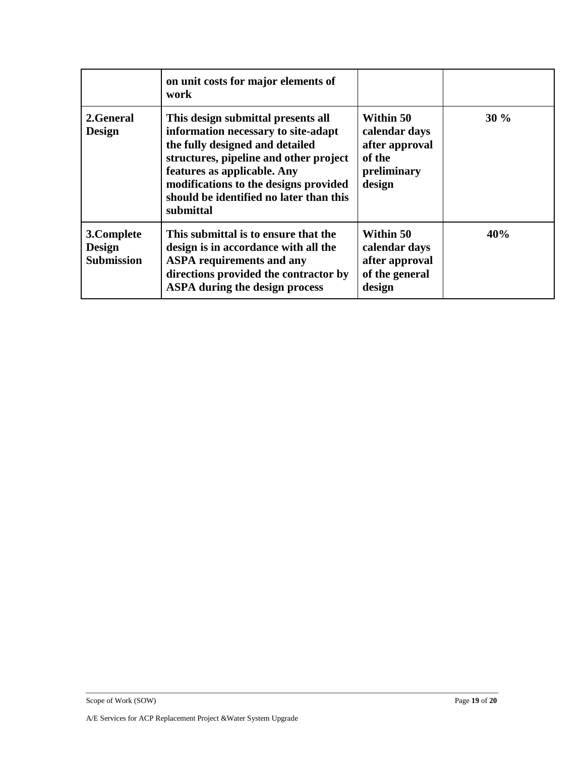| | | | |
|---|---|---|---|
| | **on unit costs for major elements of work** | | |
| **2.General Design** | **This design submittal presents all information necessary to site-adapt the fully designed and detailed structures, pipeline and other project features as applicable. Any modifications to the designs provided should be identified no later than this submittal** | **Within 50 calendar days after approval of the preliminary design** | **30 %** |
| **3.Complete Design Submission** | **This submittal is to ensure that the design is in accordance with all the ASPA requirements and any directions provided the contractor by ASPA during the design process** | **Within 50 calendar days after approval of the general design** | **40%** |